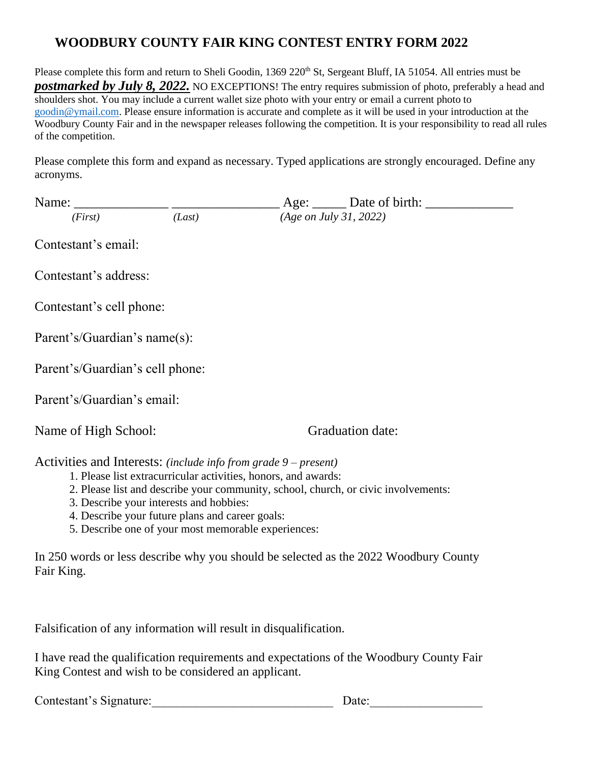# WOODBURY COUNTY FAIR KING CONTEST ENTRY FORM 2022

Please complete this form and return to Sheli Goodin, 1369 220th St, Sergeant Bluff, IA 51054. All entries must be ***postmarked by July 8, 2022.*** NO EXCEPTIONS! The entry requires submission of photo, preferably a head and shoulders shot. You may include a current wallet size photo with your entry or email a current photo to goodin@ymail.com. Please ensure information is accurate and complete as it will be used in your introduction at the Woodbury County Fair and in the newspaper releases following the competition. It is your responsibility to read all rules of the competition.

Please complete this form and expand as necessary. Typed applications are strongly encouraged. Define any acronyms.

Name: ______________ ________________ Age: _____ Date of birth: _____________
*(First)* *(Last)* *(Age on July 31, 2022)*

Contestant's email:

Contestant's address:

Contestant's cell phone:

Parent's/Guardian's name(s):

Parent's/Guardian's cell phone:

Parent's/Guardian's email:

Name of High School: Graduation date:

Activities and Interests: *(include info from grade 9 – present)*

1. Please list extracurricular activities, honors, and awards:
2. Please list and describe your community, school, church, or civic involvements:
3. Describe your interests and hobbies:
4. Describe your future plans and career goals:
5. Describe one of your most memorable experiences:

In 250 words or less describe why you should be selected as the 2022 Woodbury County Fair King.

Falsification of any information will result in disqualification.

I have read the qualification requirements and expectations of the Woodbury County Fair King Contest and wish to be considered an applicant.

Contestant's Signature:_____________________________ Date:__________________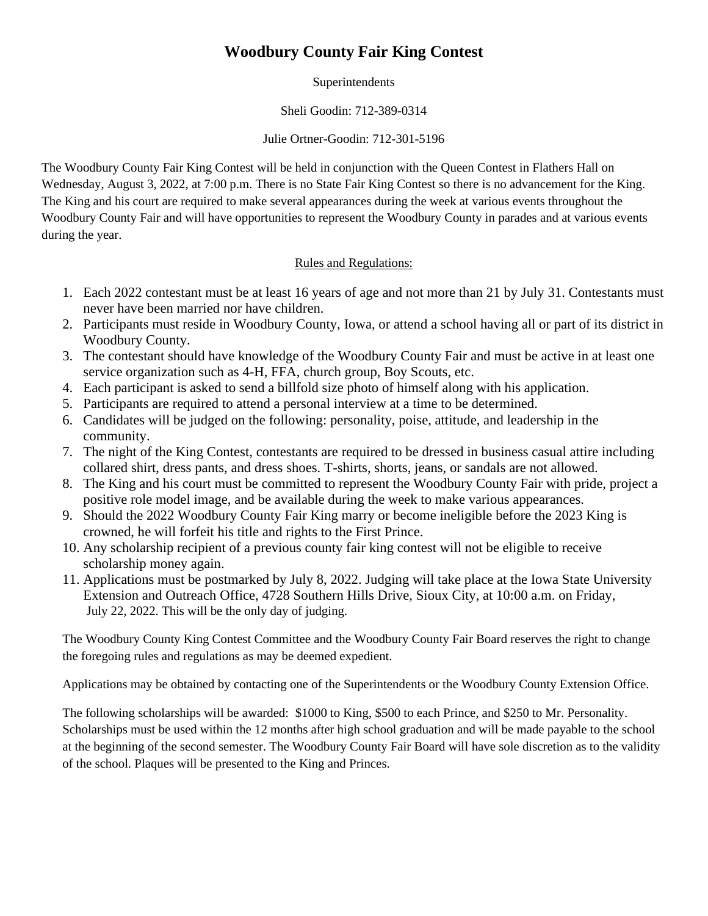# Woodbury County Fair King Contest

Superintendents

Sheli Goodin: 712-389-0314

Julie Ortner-Goodin: 712-301-5196

The Woodbury County Fair King Contest will be held in conjunction with the Queen Contest in Flathers Hall on Wednesday, August 3, 2022, at 7:00 p.m. There is no State Fair King Contest so there is no advancement for the King. The King and his court are required to make several appearances during the week at various events throughout the Woodbury County Fair and will have opportunities to represent the Woodbury County in parades and at various events during the year.

Rules and Regulations:

1. Each 2022 contestant must be at least 16 years of age and not more than 21 by July 31. Contestants must never have been married nor have children.
2. Participants must reside in Woodbury County, Iowa, or attend a school having all or part of its district in Woodbury County.
3. The contestant should have knowledge of the Woodbury County Fair and must be active in at least one service organization such as 4-H, FFA, church group, Boy Scouts, etc.
4. Each participant is asked to send a billfold size photo of himself along with his application.
5. Participants are required to attend a personal interview at a time to be determined.
6. Candidates will be judged on the following: personality, poise, attitude, and leadership in the community.
7. The night of the King Contest, contestants are required to be dressed in business casual attire including collared shirt, dress pants, and dress shoes. T-shirts, shorts, jeans, or sandals are not allowed.
8. The King and his court must be committed to represent the Woodbury County Fair with pride, project a positive role model image, and be available during the week to make various appearances.
9. Should the 2022 Woodbury County Fair King marry or become ineligible before the 2023 King is crowned, he will forfeit his title and rights to the First Prince.
10. Any scholarship recipient of a previous county fair king contest will not be eligible to receive scholarship money again.
11. Applications must be postmarked by July 8, 2022. Judging will take place at the Iowa State University Extension and Outreach Office, 4728 Southern Hills Drive, Sioux City, at 10:00 a.m. on Friday, July 22, 2022. This will be the only day of judging.

The Woodbury County King Contest Committee and the Woodbury County Fair Board reserves the right to change the foregoing rules and regulations as may be deemed expedient.

Applications may be obtained by contacting one of the Superintendents or the Woodbury County Extension Office.

The following scholarships will be awarded: $1000 to King, $500 to each Prince, and $250 to Mr. Personality. Scholarships must be used within the 12 months after high school graduation and will be made payable to the school at the beginning of the second semester. The Woodbury County Fair Board will have sole discretion as to the validity of the school. Plaques will be presented to the King and Princes.